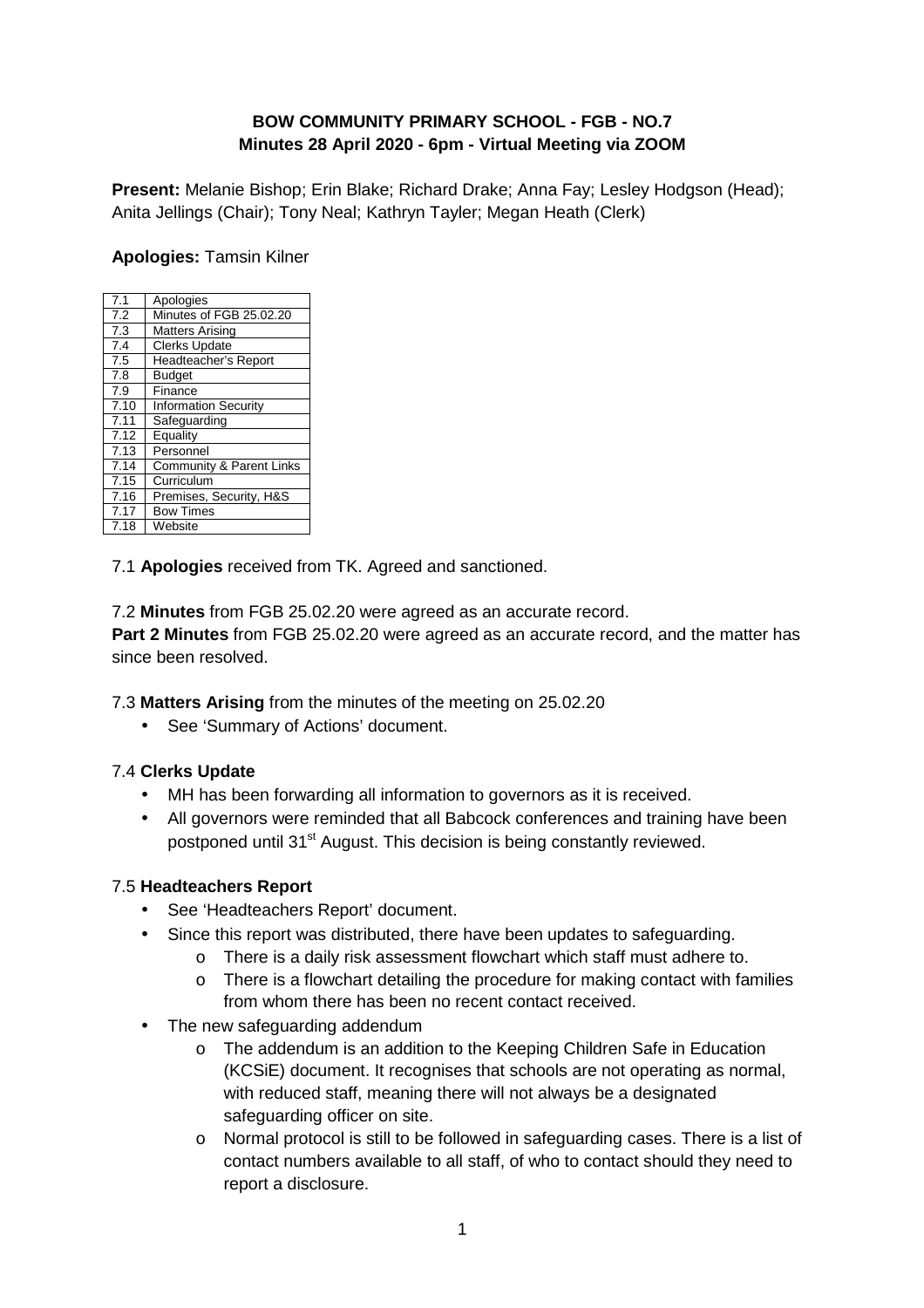**BOW COMMUNITY PRIMARY SCHOOL - FGB - NO.7**
**Minutes 28 April 2020 - 6pm - Virtual Meeting via ZOOM**

**Present:** Melanie Bishop; Erin Blake; Richard Drake; Anna Fay; Lesley Hodgson (Head); Anita Jellings (Chair); Tony Neal; Kathryn Tayler; Megan Heath (Clerk)

**Apologies:** Tamsin Kilner

| | |
|---|---|
| 7.1 | Apologies |
| 7.2 | Minutes of FGB 25.02.20 |
| 7.3 | Matters Arising |
| 7.4 | Clerks Update |
| 7.5 | Headteacher's Report |
| 7.8 | Budget |
| 7.9 | Finance |
| 7.10 | Information Security |
| 7.11 | Safeguarding |
| 7.12 | Equality |
| 7.13 | Personnel |
| 7.14 | Community & Parent Links |
| 7.15 | Curriculum |
| 7.16 | Premises, Security, H&S |
| 7.17 | Bow Times |
| 7.18 | Website |

7.1 **Apologies** received from TK. Agreed and sanctioned.

7.2 **Minutes** from FGB 25.02.20 were agreed as an accurate record.
**Part 2 Minutes** from FGB 25.02.20 were agreed as an accurate record, and the matter has since been resolved.

7.3 **Matters Arising** from the minutes of the meeting on 25.02.20

- See 'Summary of Actions' document.

7.4 **Clerks Update**

- MH has been forwarding all information to governors as it is received.
- All governors were reminded that all Babcock conferences and training have been postponed until 31st August. This decision is being constantly reviewed.

7.5 **Headteachers Report**

- See 'Headteachers Report' document.
- Since this report was distributed, there have been updates to safeguarding.
  - There is a daily risk assessment flowchart which staff must adhere to.
  - There is a flowchart detailing the procedure for making contact with families from whom there has been no recent contact received.
- The new safeguarding addendum
  - The addendum is an addition to the Keeping Children Safe in Education (KCSiE) document. It recognises that schools are not operating as normal, with reduced staff, meaning there will not always be a designated safeguarding officer on site.
  - Normal protocol is still to be followed in safeguarding cases. There is a list of contact numbers available to all staff, of who to contact should they need to report a disclosure.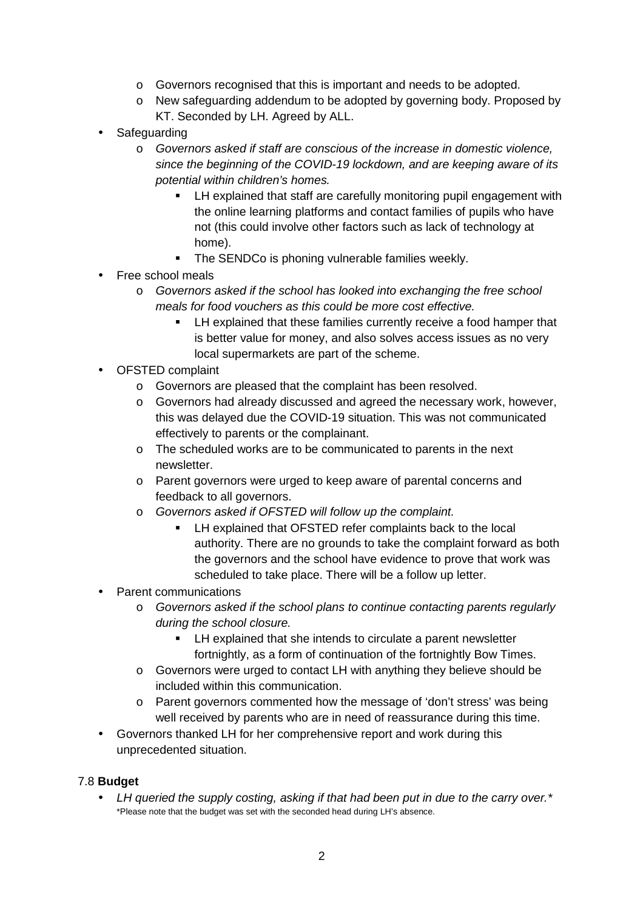- Governors recognised that this is important and needs to be adopted.
  - New safeguarding addendum to be adopted by governing body. Proposed by KT. Seconded by LH. Agreed by ALL.
- Safeguarding
  - *Governors asked if staff are conscious of the increase in domestic violence, since the beginning of the COVID-19 lockdown, and are keeping aware of its potential within children's homes.*
    - LH explained that staff are carefully monitoring pupil engagement with the online learning platforms and contact families of pupils who have not (this could involve other factors such as lack of technology at home).
    - The SENDCo is phoning vulnerable families weekly.
- Free school meals
  - *Governors asked if the school has looked into exchanging the free school meals for food vouchers as this could be more cost effective.*
    - LH explained that these families currently receive a food hamper that is better value for money, and also solves access issues as no very local supermarkets are part of the scheme.
- OFSTED complaint
  - Governors are pleased that the complaint has been resolved.
  - Governors had already discussed and agreed the necessary work, however, this was delayed due the COVID-19 situation. This was not communicated effectively to parents or the complainant.
  - The scheduled works are to be communicated to parents in the next newsletter.
  - Parent governors were urged to keep aware of parental concerns and feedback to all governors.
  - *Governors asked if OFSTED will follow up the complaint.*
    - LH explained that OFSTED refer complaints back to the local authority. There are no grounds to take the complaint forward as both the governors and the school have evidence to prove that work was scheduled to take place. There will be a follow up letter.
- Parent communications
  - *Governors asked if the school plans to continue contacting parents regularly during the school closure.*
    - LH explained that she intends to circulate a parent newsletter fortnightly, as a form of continuation of the fortnightly Bow Times.
  - Governors were urged to contact LH with anything they believe should be included within this communication.
  - Parent governors commented how the message of 'don't stress' was being well received by parents who are in need of reassurance during this time.
- Governors thanked LH for her comprehensive report and work during this unprecedented situation.

7.8 **Budget**

- *LH queried the supply costing, asking if that had been put in due to the carry over.**

*Please note that the budget was set with the seconded head during LH's absence.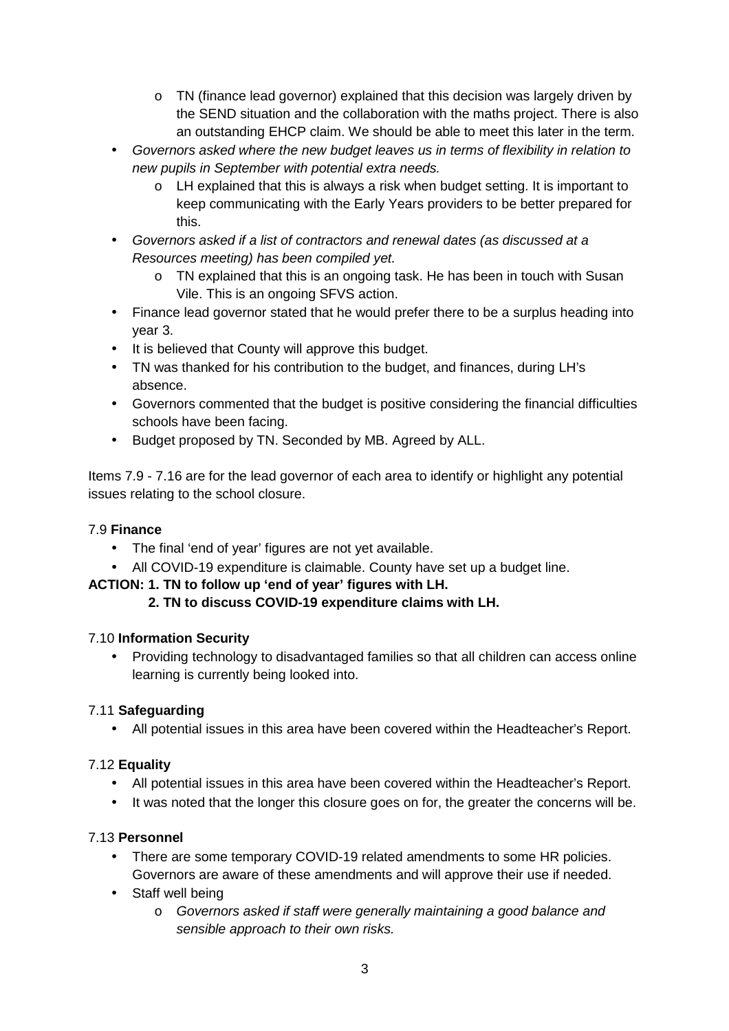- TN (finance lead governor) explained that this decision was largely driven by the SEND situation and the collaboration with the maths project. There is also an outstanding EHCP claim. We should be able to meet this later in the term.
- *Governors asked where the new budget leaves us in terms of flexibility in relation to new pupils in September with potential extra needs.*
  - LH explained that this is always a risk when budget setting. It is important to keep communicating with the Early Years providers to be better prepared for this.
- *Governors asked if a list of contractors and renewal dates (as discussed at a Resources meeting) has been compiled yet.*
  - TN explained that this is an ongoing task. He has been in touch with Susan Vile. This is an ongoing SFVS action.
- Finance lead governor stated that he would prefer there to be a surplus heading into year 3.
- It is believed that County will approve this budget.
- TN was thanked for his contribution to the budget, and finances, during LH's absence.
- Governors commented that the budget is positive considering the financial difficulties schools have been facing.
- Budget proposed by TN. Seconded by MB. Agreed by ALL.

Items 7.9 - 7.16 are for the lead governor of each area to identify or highlight any potential issues relating to the school closure.

7.9 **Finance**

- The final 'end of year' figures are not yet available.
- All COVID-19 expenditure is claimable. County have set up a budget line.

**ACTION: 1. TN to follow up 'end of year' figures with LH.**
**2. TN to discuss COVID-19 expenditure claims with LH.**

7.10 **Information Security**

- Providing technology to disadvantaged families so that all children can access online learning is currently being looked into.

7.11 **Safeguarding**

- All potential issues in this area have been covered within the Headteacher's Report.

7.12 **Equality**

- All potential issues in this area have been covered within the Headteacher's Report.
- It was noted that the longer this closure goes on for, the greater the concerns will be.

7.13 **Personnel**

- There are some temporary COVID-19 related amendments to some HR policies. Governors are aware of these amendments and will approve their use if needed.
- Staff well being
  - *Governors asked if staff were generally maintaining a good balance and sensible approach to their own risks.*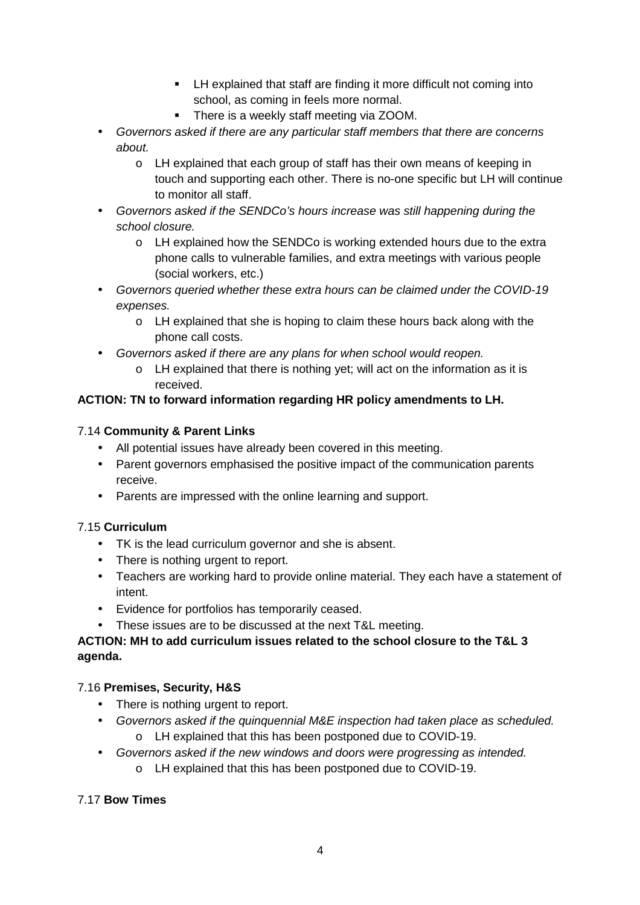- LH explained that staff are finding it more difficult not coming into school, as coming in feels more normal.
        - There is a weekly staff meeting via ZOOM.
- *Governors asked if there are any particular staff members that there are concerns about.*
    - LH explained that each group of staff has their own means of keeping in touch and supporting each other. There is no-one specific but LH will continue to monitor all staff.
- *Governors asked if the SENDCo's hours increase was still happening during the school closure.*
    - LH explained how the SENDCo is working extended hours due to the extra phone calls to vulnerable families, and extra meetings with various people (social workers, etc.)
- *Governors queried whether these extra hours can be claimed under the COVID-19 expenses.*
    - LH explained that she is hoping to claim these hours back along with the phone call costs.
- *Governors asked if there are any plans for when school would reopen.*
    - LH explained that there is nothing yet; will act on the information as it is received.

**ACTION: TN to forward information regarding HR policy amendments to LH.**

7.14 **Community & Parent Links**

- All potential issues have already been covered in this meeting.
- Parent governors emphasised the positive impact of the communication parents receive.
- Parents are impressed with the online learning and support.

7.15 **Curriculum**

- TK is the lead curriculum governor and she is absent.
- There is nothing urgent to report.
- Teachers are working hard to provide online material. They each have a statement of intent.
- Evidence for portfolios has temporarily ceased.
- These issues are to be discussed at the next T&L meeting.

**ACTION: MH to add curriculum issues related to the school closure to the T&L 3 agenda.**

7.16 **Premises, Security, H&S**

- There is nothing urgent to report.
- *Governors asked if the quinquennial M&E inspection had taken place as scheduled.*
    - LH explained that this has been postponed due to COVID-19.
- *Governors asked if the new windows and doors were progressing as intended.*
    - LH explained that this has been postponed due to COVID-19.

7.17 **Bow Times**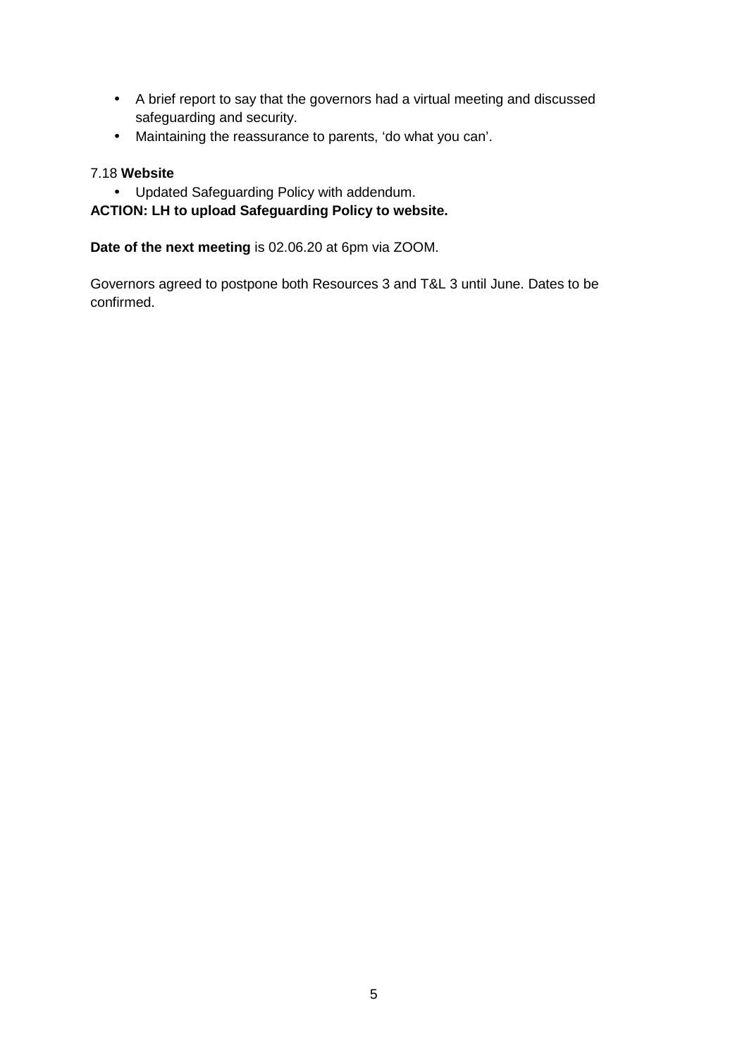- A brief report to say that the governors had a virtual meeting and discussed safeguarding and security.
- Maintaining the reassurance to parents, 'do what you can'.

7.18 **Website**

- Updated Safeguarding Policy with addendum.

**ACTION: LH to upload Safeguarding Policy to website.**

**Date of the next meeting** is 02.06.20 at 6pm via ZOOM.

Governors agreed to postpone both Resources 3 and T&L 3 until June. Dates to be confirmed.